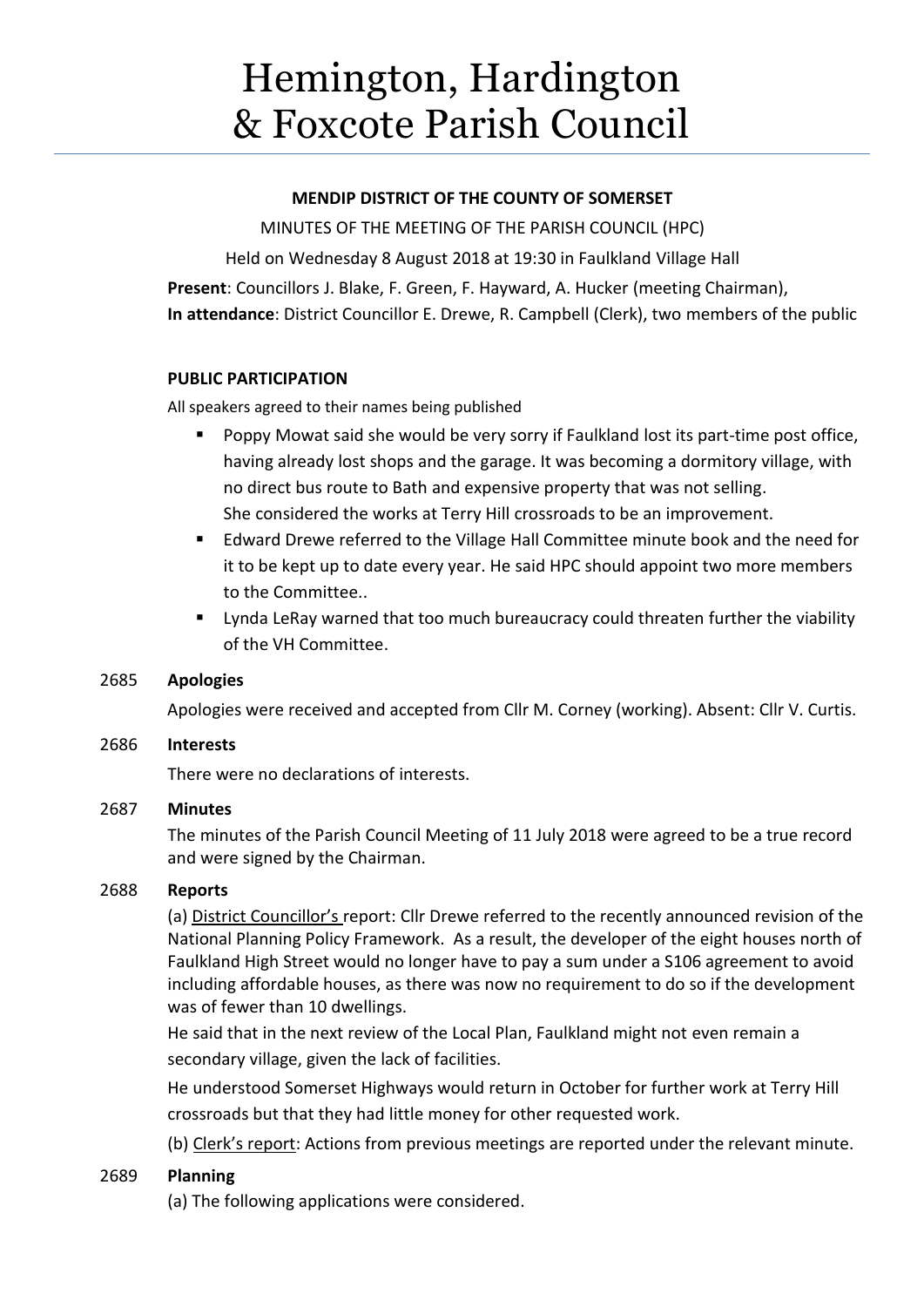# Hemington, Hardington & Foxcote Parish Council

**MENDIP DISTRICT OF THE COUNTY OF SOMERSET**

MINUTES OF THE MEETING OF THE PARISH COUNCIL (HPC)

Held on Wednesday 8 August 2018 at 19:30 in Faulkland Village Hall

**Present**: Councillors J. Blake, F. Green, F. Hayward, A. Hucker (meeting Chairman),

**In attendance**: District Councillor E. Drewe, R. Campbell (Clerk), two members of the public

**PUBLIC PARTICIPATION**

All speakers agreed to their names being published

- Poppy Mowat said she would be very sorry if Faulkland lost its part-time post office, having already lost shops and the garage. It was becoming a dormitory village, with no direct bus route to Bath and expensive property that was not selling. She considered the works at Terry Hill crossroads to be an improvement.
- Edward Drewe referred to the Village Hall Committee minute book and the need for it to be kept up to date every year. He said HPC should appoint two more members to the Committee..
- Lynda LeRay warned that too much bureaucracy could threaten further the viability of the VH Committee.

2685 **Apologies**

Apologies were received and accepted from Cllr M. Corney (working). Absent: Cllr V. Curtis.

2686 **Interests**

There were no declarations of interests.

2687 **Minutes**

The minutes of the Parish Council Meeting of 11 July 2018 were agreed to be a true record and were signed by the Chairman.

2688 **Reports**

(a) District Councillor's report: Cllr Drewe referred to the recently announced revision of the National Planning Policy Framework. As a result, the developer of the eight houses north of Faulkland High Street would no longer have to pay a sum under a S106 agreement to avoid including affordable houses, as there was now no requirement to do so if the development was of fewer than 10 dwellings.

He said that in the next review of the Local Plan, Faulkland might not even remain a secondary village, given the lack of facilities.

He understood Somerset Highways would return in October for further work at Terry Hill crossroads but that they had little money for other requested work.

(b) Clerk's report: Actions from previous meetings are reported under the relevant minute.

2689 **Planning**

(a) The following applications were considered.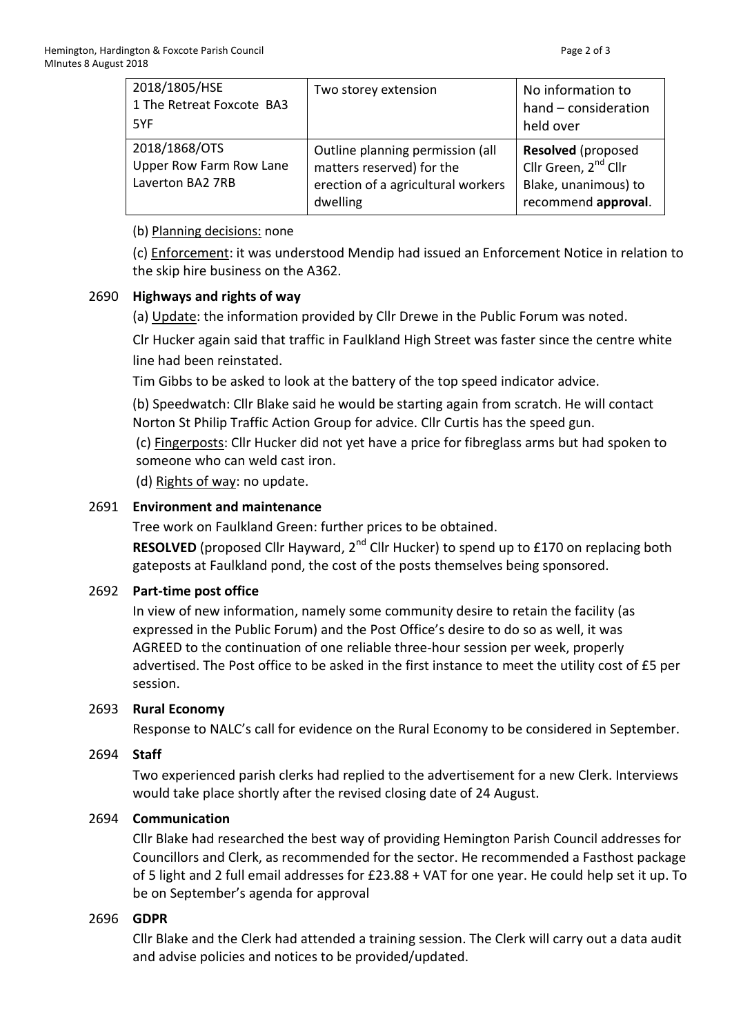| 2018/1805/HSE<br>1 The Retreat Foxcote BA3 5YF | Two storey extension | No information to hand – consideration held over |
|---|---|---|
| 2018/1868/OTS<br>Upper Row Farm Row Lane Laverton BA2 7RB | Outline planning permission (all matters reserved) for the erection of a agricultural workers dwelling | **Resolved** (proposed Cllr Green, 2nd Cllr Blake, unanimous) to recommend **approval**. |

(b) Planning decisions: none

(c) Enforcement: it was understood Mendip had issued an Enforcement Notice in relation to the skip hire business on the A362.

2690 **Highways and rights of way**

(a) Update: the information provided by Cllr Drewe in the Public Forum was noted.

Clr Hucker again said that traffic in Faulkland High Street was faster since the centre white line had been reinstated.

Tim Gibbs to be asked to look at the battery of the top speed indicator advice.

(b) Speedwatch: Cllr Blake said he would be starting again from scratch. He will contact Norton St Philip Traffic Action Group for advice. Cllr Curtis has the speed gun.

(c) Fingerposts: Cllr Hucker did not yet have a price for fibreglass arms but had spoken to someone who can weld cast iron.

(d) Rights of way: no update.

2691 **Environment and maintenance**

Tree work on Faulkland Green: further prices to be obtained.

**RESOLVED** (proposed Cllr Hayward, 2nd Cllr Hucker) to spend up to £170 on replacing both gateposts at Faulkland pond, the cost of the posts themselves being sponsored.

2692 **Part-time post office**

In view of new information, namely some community desire to retain the facility (as expressed in the Public Forum) and the Post Office's desire to do so as well, it was AGREED to the continuation of one reliable three-hour session per week, properly advertised. The Post office to be asked in the first instance to meet the utility cost of £5 per session.

2693 **Rural Economy**

Response to NALC's call for evidence on the Rural Economy to be considered in September.

2694 **Staff**

Two experienced parish clerks had replied to the advertisement for a new Clerk. Interviews would take place shortly after the revised closing date of 24 August.

2694 **Communication**

Cllr Blake had researched the best way of providing Hemington Parish Council addresses for Councillors and Clerk, as recommended for the sector. He recommended a Fasthost package of 5 light and 2 full email addresses for £23.88 + VAT for one year. He could help set it up. To be on September's agenda for approval

2696 **GDPR**

Cllr Blake and the Clerk had attended a training session. The Clerk will carry out a data audit and advise policies and notices to be provided/updated.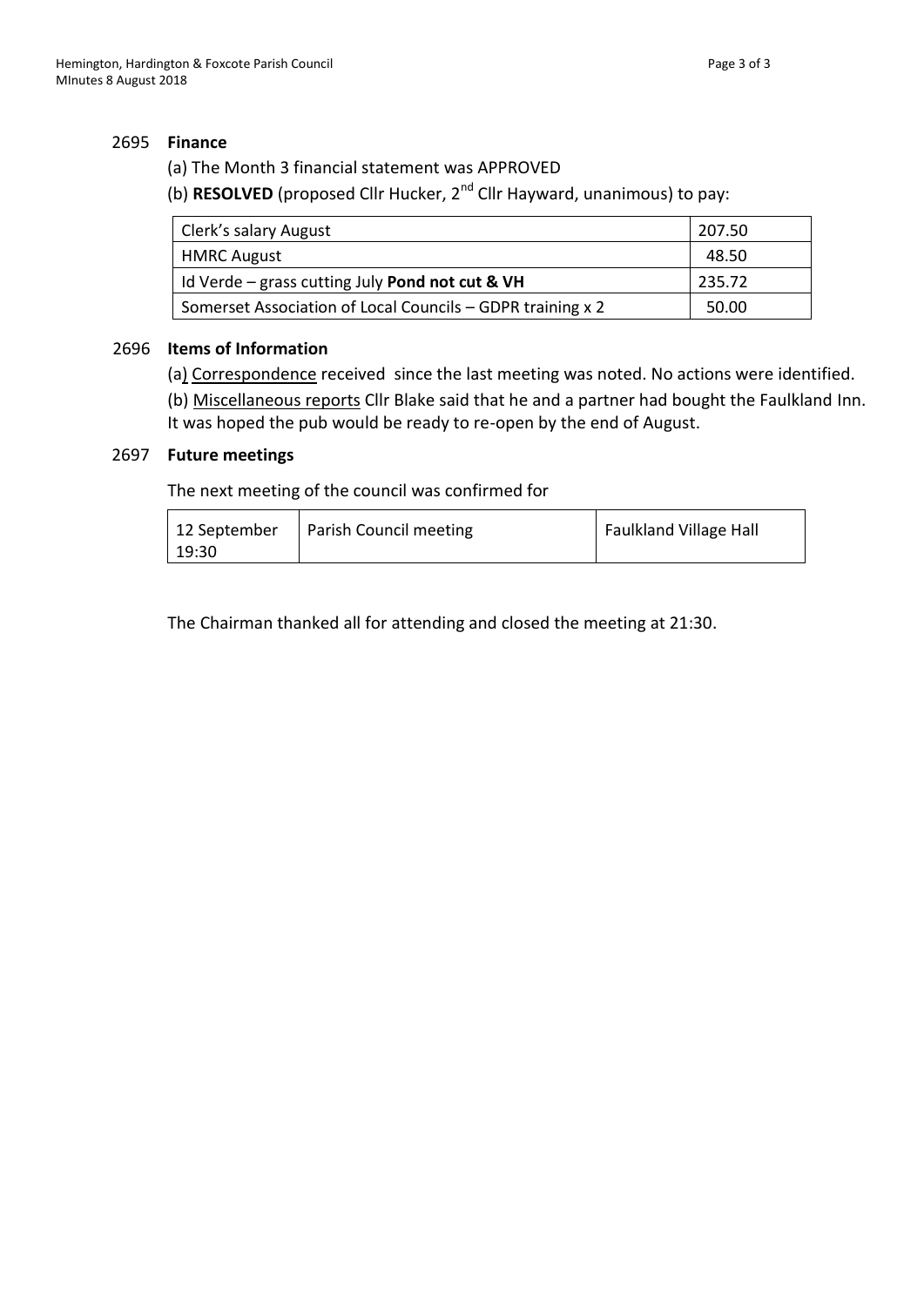## 2695 Finance

(a) The Month 3 financial statement was APPROVED

(b) **RESOLVED** (proposed Cllr Hucker, 2nd Cllr Hayward, unanimous) to pay:

| | |
|---|---|
| Clerk's salary August | 207.50 |
| HMRC August | 48.50 |
| Id Verde – grass cutting July **Pond not cut & VH** | 235.72 |
| Somerset Association of Local Councils – GDPR training x 2 | 50.00 |

## 2696 Items of Information

(a) Correspondence received since the last meeting was noted. No actions were identified.

(b) Miscellaneous reports Cllr Blake said that he and a partner had bought the Faulkland Inn. It was hoped the pub would be ready to re-open by the end of August.

## 2697 Future meetings

The next meeting of the council was confirmed for

| | | |
|---|---|---|
| 12 September 19:30 | Parish Council meeting | Faulkland Village Hall |

The Chairman thanked all for attending and closed the meeting at 21:30.